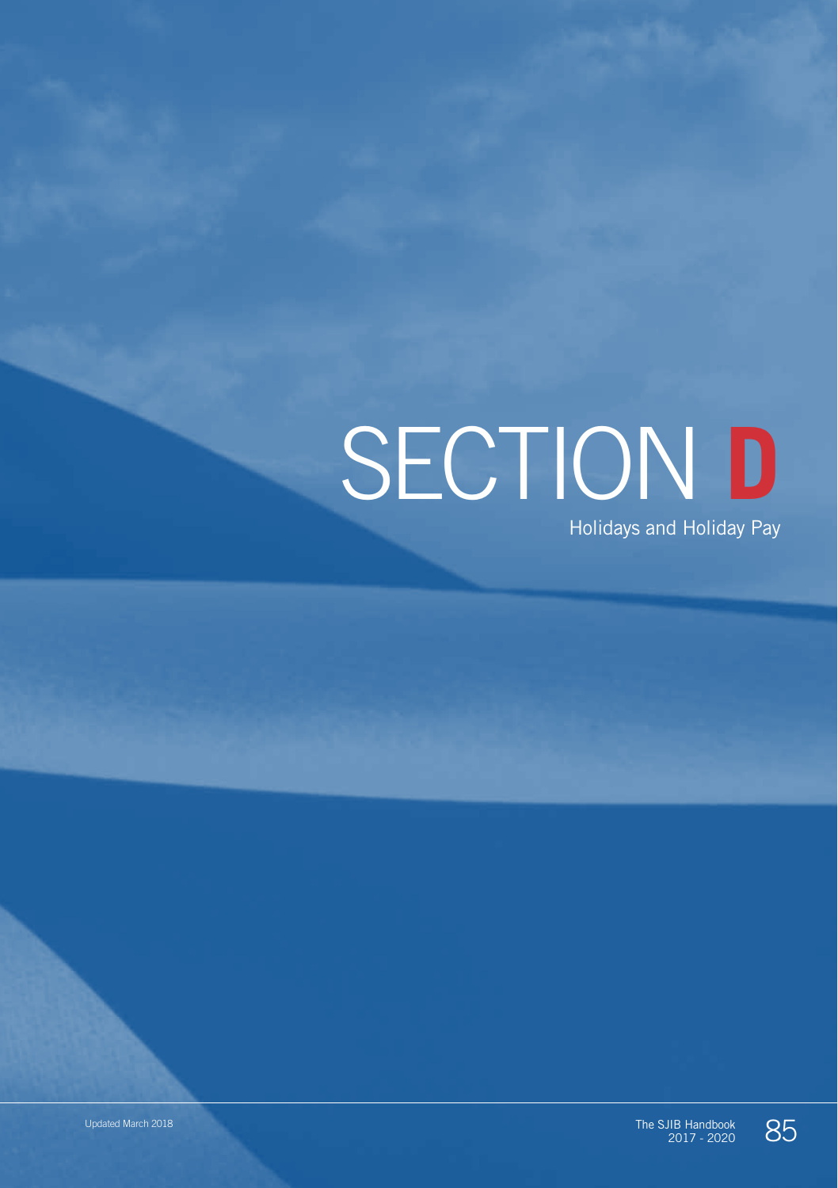# SECTION D

## Holidays and Holiday Pay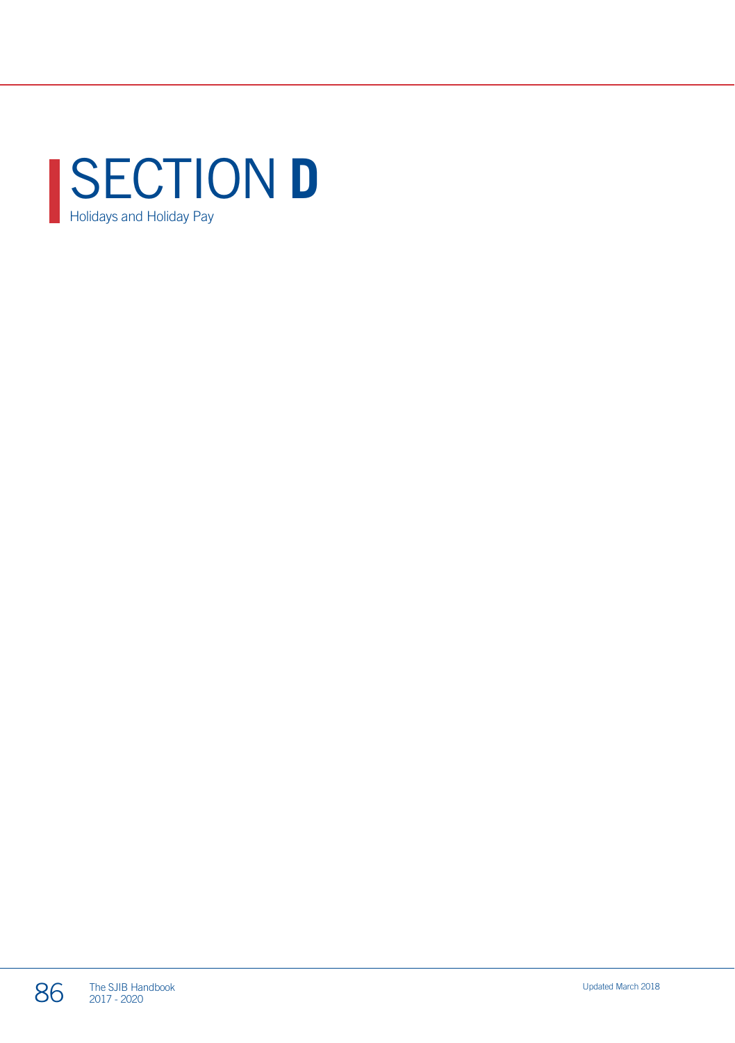# SECTION D

Holidays and Holiday Pay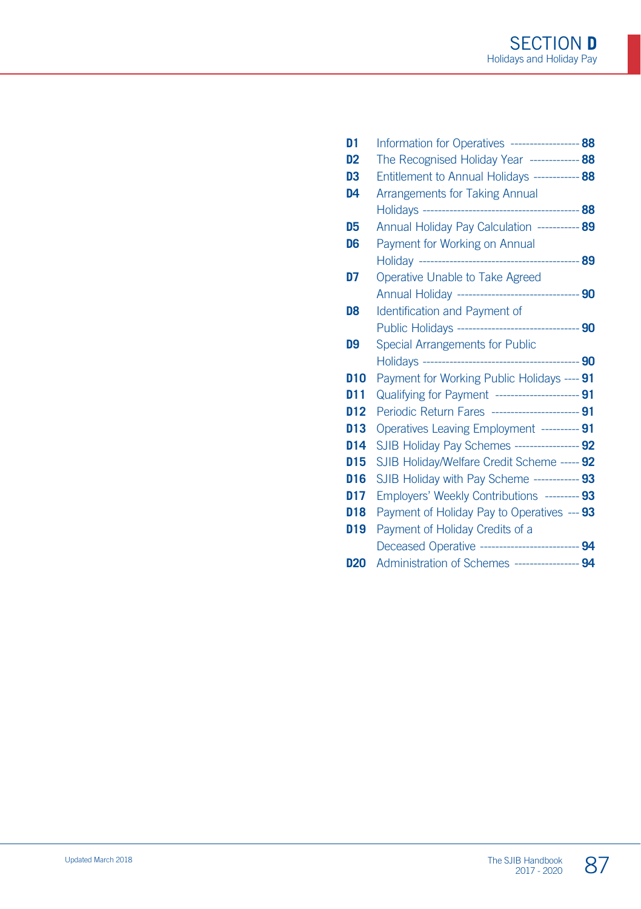# SECTION D

## Holidays and Holiday Pay

| | | |
|---|---|---|
| **D1** | Information for Operatives | **88** |
| **D2** | The Recognised Holiday Year | **88** |
| **D3** | Entitlement to Annual Holidays | **88** |
| **D4** | Arrangements for Taking Annual Holidays | **88** |
| **D5** | Annual Holiday Pay Calculation | **89** |
| **D6** | Payment for Working on Annual Holiday | **89** |
| **D7** | Operative Unable to Take Agreed Annual Holiday | **90** |
| **D8** | Identification and Payment of Public Holidays | **90** |
| **D9** | Special Arrangements for Public Holidays | **90** |
| **D10** | Payment for Working Public Holidays | **91** |
| **D11** | Qualifying for Payment | **91** |
| **D12** | Periodic Return Fares | **91** |
| **D13** | Operatives Leaving Employment | **91** |
| **D14** | SJIB Holiday Pay Schemes | **92** |
| **D15** | SJIB Holiday/Welfare Credit Scheme | **92** |
| **D16** | SJIB Holiday with Pay Scheme | **93** |
| **D17** | Employers' Weekly Contributions | **93** |
| **D18** | Payment of Holiday Pay to Operatives | **93** |
| **D19** | Payment of Holiday Credits of a Deceased Operative | **94** |
| **D20** | Administration of Schemes | **94** |

Updated March 2018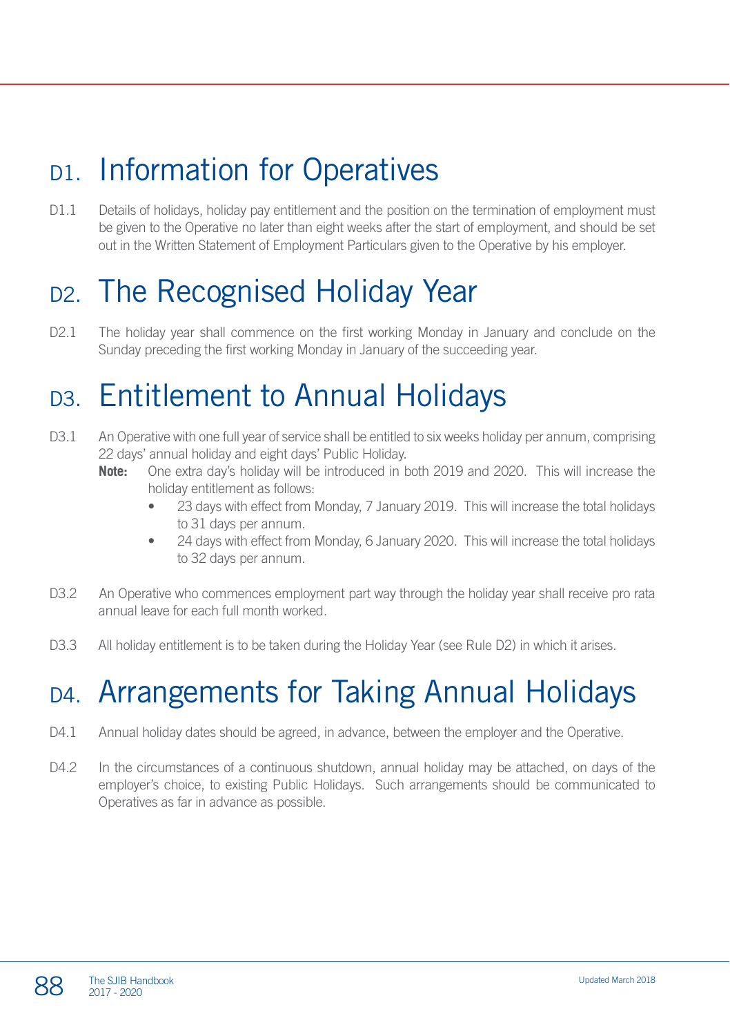# D1. Information for Operatives

D1.1 Details of holidays, holiday pay entitlement and the position on the termination of employment must be given to the Operative no later than eight weeks after the start of employment, and should be set out in the Written Statement of Employment Particulars given to the Operative by his employer.

# D2. The Recognised Holiday Year

D2.1 The holiday year shall commence on the first working Monday in January and conclude on the Sunday preceding the first working Monday in January of the succeeding year.

# D3. Entitlement to Annual Holidays

D3.1 An Operative with one full year of service shall be entitled to six weeks holiday per annum, comprising 22 days' annual holiday and eight days' Public Holiday.

**Note:** One extra day's holiday will be introduced in both 2019 and 2020. This will increase the holiday entitlement as follows:

- 23 days with effect from Monday, 7 January 2019. This will increase the total holidays to 31 days per annum.
- 24 days with effect from Monday, 6 January 2020. This will increase the total holidays to 32 days per annum.

D3.2 An Operative who commences employment part way through the holiday year shall receive pro rata annual leave for each full month worked.

D3.3 All holiday entitlement is to be taken during the Holiday Year (see Rule D2) in which it arises.

# D4. Arrangements for Taking Annual Holidays

D4.1 Annual holiday dates should be agreed, in advance, between the employer and the Operative.

D4.2 In the circumstances of a continuous shutdown, annual holiday may be attached, on days of the employer's choice, to existing Public Holidays. Such arrangements should be communicated to Operatives as far in advance as possible.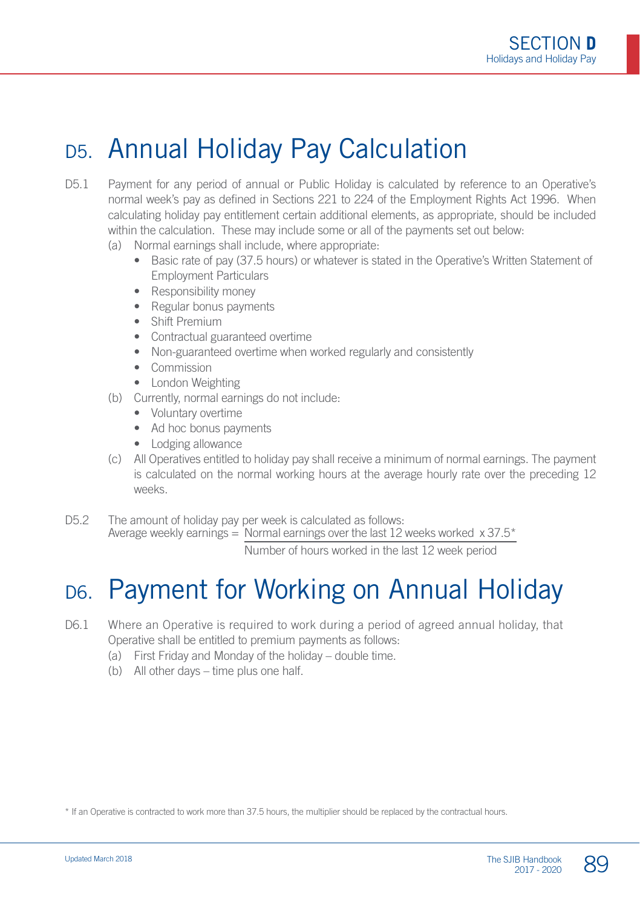# D5. Annual Holiday Pay Calculation

D5.1 Payment for any period of annual or Public Holiday is calculated by reference to an Operative's normal week's pay as defined in Sections 221 to 224 of the Employment Rights Act 1996. When calculating holiday pay entitlement certain additional elements, as appropriate, should be included within the calculation. These may include some or all of the payments set out below:

(a) Normal earnings shall include, where appropriate:
- Basic rate of pay (37.5 hours) or whatever is stated in the Operative's Written Statement of Employment Particulars
- Responsibility money
- Regular bonus payments
- Shift Premium
- Contractual guaranteed overtime
- Non-guaranteed overtime when worked regularly and consistently
- Commission
- London Weighting

(b) Currently, normal earnings do not include:
- Voluntary overtime
- Ad hoc bonus payments
- Lodging allowance

(c) All Operatives entitled to holiday pay shall receive a minimum of normal earnings. The payment is calculated on the normal working hours at the average hourly rate over the preceding 12 weeks.

D5.2 The amount of holiday pay per week is calculated as follows:

$$\text{Average weekly earnings} = \frac{\text{Normal earnings over the last 12 weeks worked} \times 37.5^{*}}{\text{Number of hours worked in the last 12 week period}}$$

# D6. Payment for Working on Annual Holiday

D6.1 Where an Operative is required to work during a period of agreed annual holiday, that Operative shall be entitled to premium payments as follows:

(a) First Friday and Monday of the holiday – double time.

(b) All other days – time plus one half.

* If an Operative is contracted to work more than 37.5 hours, the multiplier should be replaced by the contractual hours.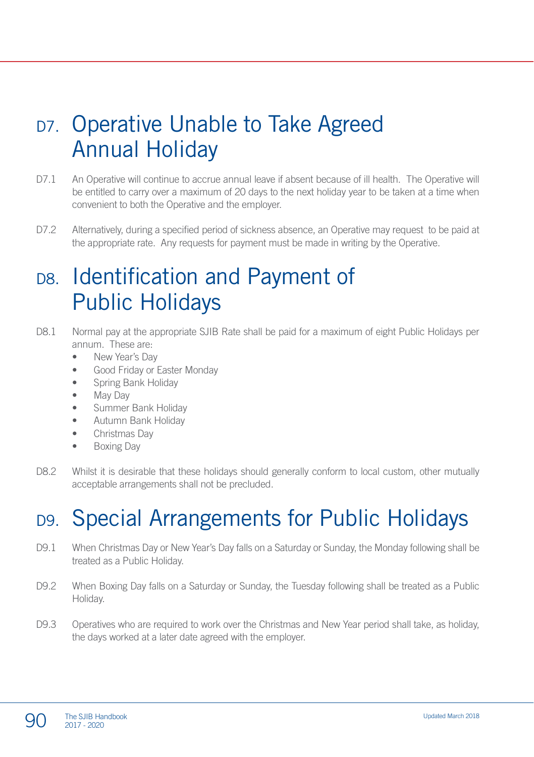## D7. Operative Unable to Take Agreed Annual Holiday

D7.1 An Operative will continue to accrue annual leave if absent because of ill health. The Operative will be entitled to carry over a maximum of 20 days to the next holiday year to be taken at a time when convenient to both the Operative and the employer.

D7.2 Alternatively, during a specified period of sickness absence, an Operative may request to be paid at the appropriate rate. Any requests for payment must be made in writing by the Operative.

## D8. Identification and Payment of Public Holidays

D8.1 Normal pay at the appropriate SJIB Rate shall be paid for a maximum of eight Public Holidays per annum. These are:

- New Year's Day
- Good Friday or Easter Monday
- Spring Bank Holiday
- May Day
- Summer Bank Holiday
- Autumn Bank Holiday
- Christmas Day
- Boxing Day

D8.2 Whilst it is desirable that these holidays should generally conform to local custom, other mutually acceptable arrangements shall not be precluded.

## D9. Special Arrangements for Public Holidays

D9.1 When Christmas Day or New Year's Day falls on a Saturday or Sunday, the Monday following shall be treated as a Public Holiday.

D9.2 When Boxing Day falls on a Saturday or Sunday, the Tuesday following shall be treated as a Public Holiday.

D9.3 Operatives who are required to work over the Christmas and New Year period shall take, as holiday, the days worked at a later date agreed with the employer.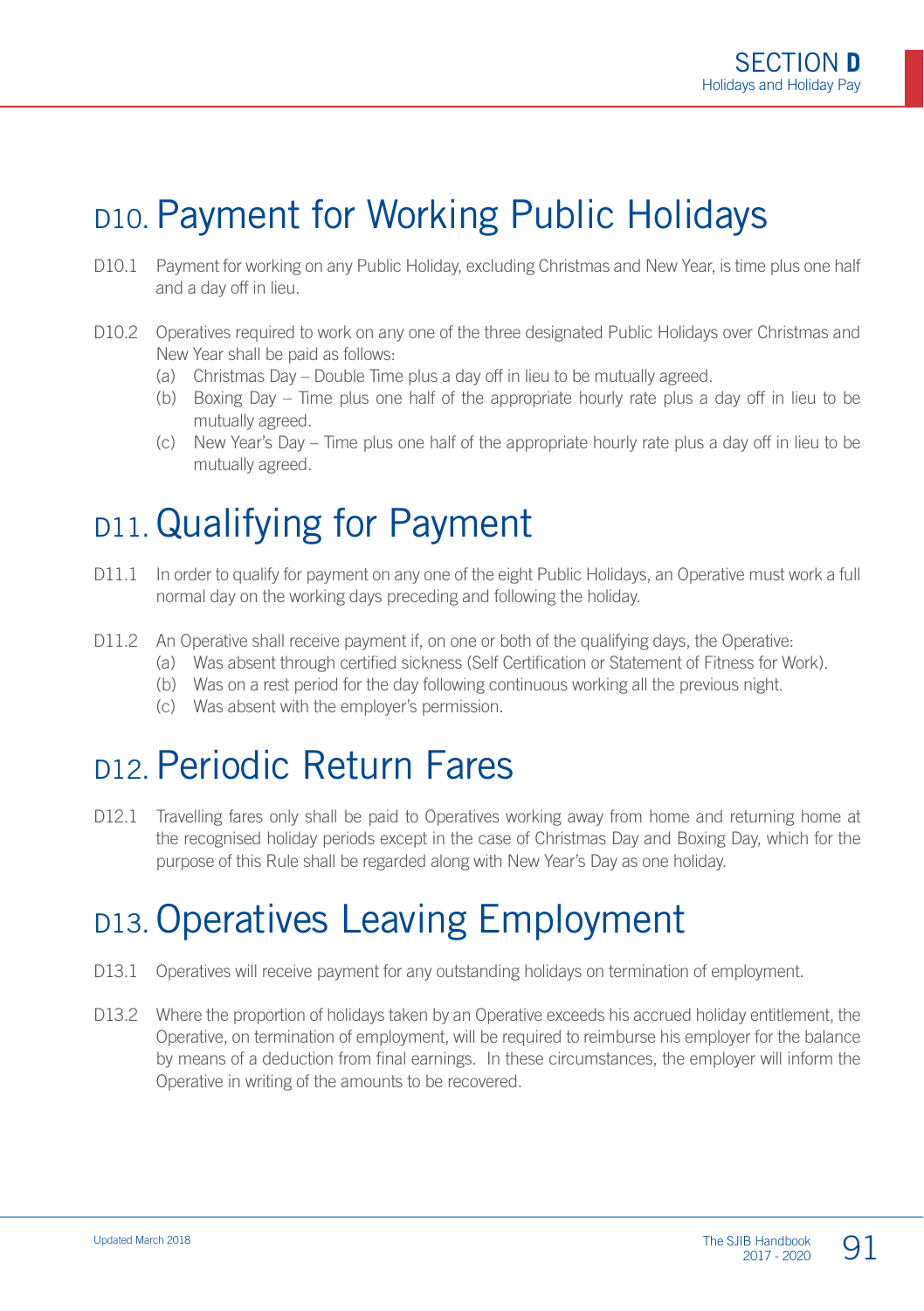# D10. Payment for Working Public Holidays

D10.1 Payment for working on any Public Holiday, excluding Christmas and New Year, is time plus one half and a day off in lieu.

D10.2 Operatives required to work on any one of the three designated Public Holidays over Christmas and New Year shall be paid as follows:

- (a) Christmas Day – Double Time plus a day off in lieu to be mutually agreed.
- (b) Boxing Day – Time plus one half of the appropriate hourly rate plus a day off in lieu to be mutually agreed.
- (c) New Year's Day – Time plus one half of the appropriate hourly rate plus a day off in lieu to be mutually agreed.

# D11. Qualifying for Payment

D11.1 In order to qualify for payment on any one of the eight Public Holidays, an Operative must work a full normal day on the working days preceding and following the holiday.

D11.2 An Operative shall receive payment if, on one or both of the qualifying days, the Operative:

- (a) Was absent through certified sickness (Self Certification or Statement of Fitness for Work).
- (b) Was on a rest period for the day following continuous working all the previous night.
- (c) Was absent with the employer's permission.

# D12. Periodic Return Fares

D12.1 Travelling fares only shall be paid to Operatives working away from home and returning home at the recognised holiday periods except in the case of Christmas Day and Boxing Day, which for the purpose of this Rule shall be regarded along with New Year's Day as one holiday.

# D13. Operatives Leaving Employment

D13.1 Operatives will receive payment for any outstanding holidays on termination of employment.

D13.2 Where the proportion of holidays taken by an Operative exceeds his accrued holiday entitlement, the Operative, on termination of employment, will be required to reimburse his employer for the balance by means of a deduction from final earnings. In these circumstances, the employer will inform the Operative in writing of the amounts to be recovered.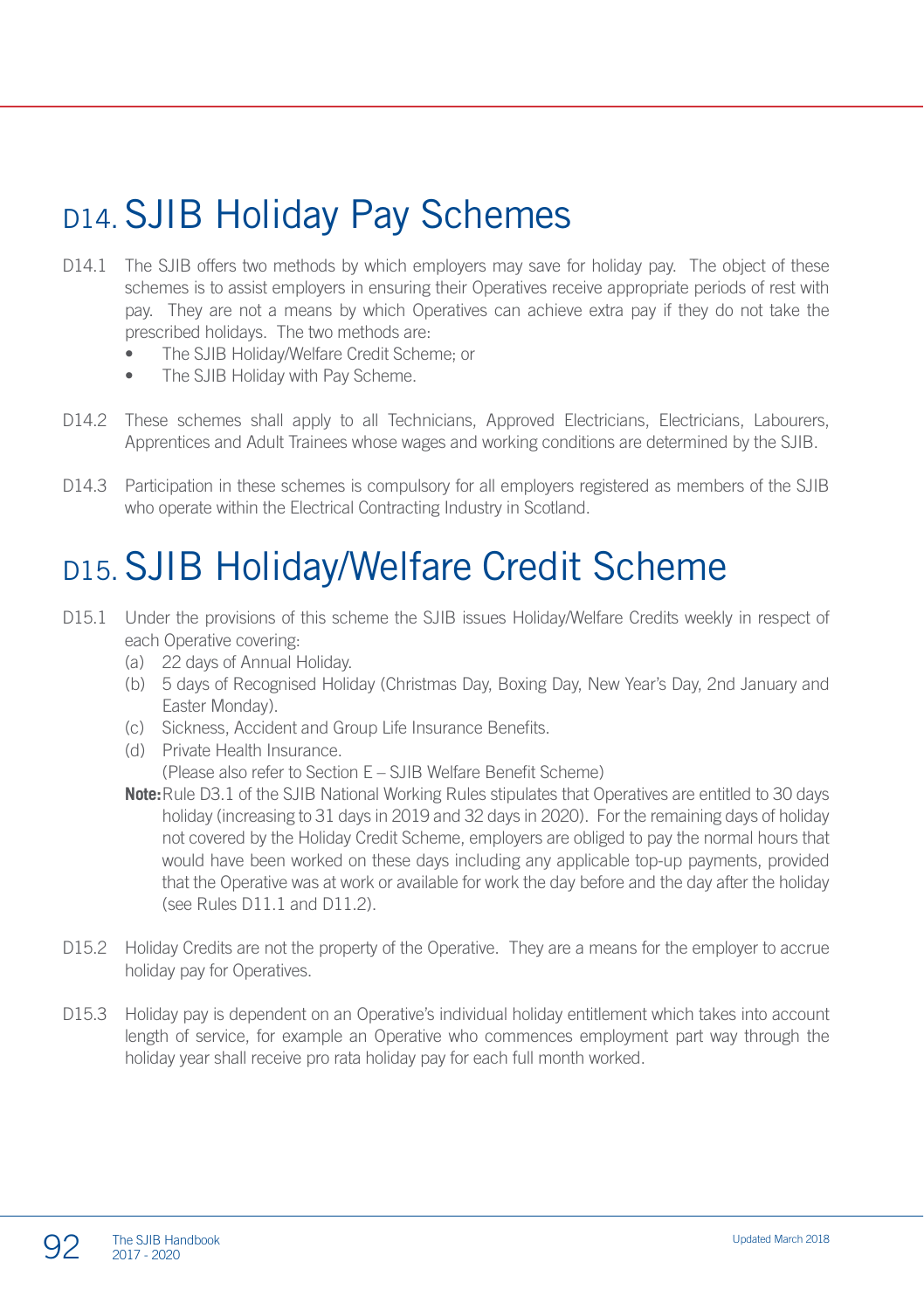# D14. SJIB Holiday Pay Schemes

D14.1 The SJIB offers two methods by which employers may save for holiday pay. The object of these schemes is to assist employers in ensuring their Operatives receive appropriate periods of rest with pay. They are not a means by which Operatives can achieve extra pay if they do not take the prescribed holidays. The two methods are:

- The SJIB Holiday/Welfare Credit Scheme; or
- The SJIB Holiday with Pay Scheme.

D14.2 These schemes shall apply to all Technicians, Approved Electricians, Electricians, Labourers, Apprentices and Adult Trainees whose wages and working conditions are determined by the SJIB.

D14.3 Participation in these schemes is compulsory for all employers registered as members of the SJIB who operate within the Electrical Contracting Industry in Scotland.

# D15. SJIB Holiday/Welfare Credit Scheme

D15.1 Under the provisions of this scheme the SJIB issues Holiday/Welfare Credits weekly in respect of each Operative covering:

(a) 22 days of Annual Holiday.
(b) 5 days of Recognised Holiday (Christmas Day, Boxing Day, New Year's Day, 2nd January and Easter Monday).
(c) Sickness, Accident and Group Life Insurance Benefits.
(d) Private Health Insurance.
(Please also refer to Section E – SJIB Welfare Benefit Scheme)

**Note:** Rule D3.1 of the SJIB National Working Rules stipulates that Operatives are entitled to 30 days holiday (increasing to 31 days in 2019 and 32 days in 2020). For the remaining days of holiday not covered by the Holiday Credit Scheme, employers are obliged to pay the normal hours that would have been worked on these days including any applicable top-up payments, provided that the Operative was at work or available for work the day before and the day after the holiday (see Rules D11.1 and D11.2).

D15.2 Holiday Credits are not the property of the Operative. They are a means for the employer to accrue holiday pay for Operatives.

D15.3 Holiday pay is dependent on an Operative's individual holiday entitlement which takes into account length of service, for example an Operative who commences employment part way through the holiday year shall receive pro rata holiday pay for each full month worked.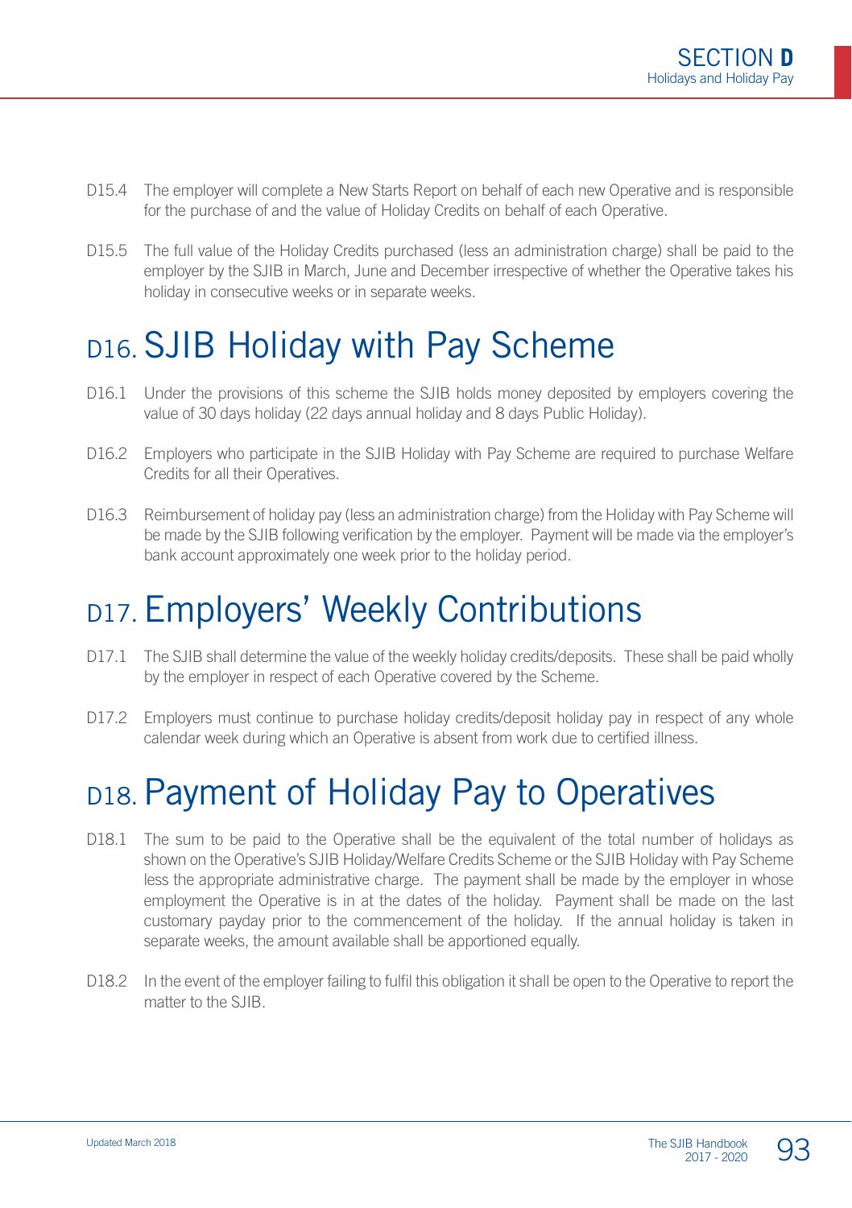D15.4 The employer will complete a New Starts Report on behalf of each new Operative and is responsible for the purchase of and the value of Holiday Credits on behalf of each Operative.

D15.5 The full value of the Holiday Credits purchased (less an administration charge) shall be paid to the employer by the SJIB in March, June and December irrespective of whether the Operative takes his holiday in consecutive weeks or in separate weeks.

# D16. SJIB Holiday with Pay Scheme

D16.1 Under the provisions of this scheme the SJIB holds money deposited by employers covering the value of 30 days holiday (22 days annual holiday and 8 days Public Holiday).

D16.2 Employers who participate in the SJIB Holiday with Pay Scheme are required to purchase Welfare Credits for all their Operatives.

D16.3 Reimbursement of holiday pay (less an administration charge) from the Holiday with Pay Scheme will be made by the SJIB following verification by the employer. Payment will be made via the employer's bank account approximately one week prior to the holiday period.

# D17. Employers' Weekly Contributions

D17.1 The SJIB shall determine the value of the weekly holiday credits/deposits. These shall be paid wholly by the employer in respect of each Operative covered by the Scheme.

D17.2 Employers must continue to purchase holiday credits/deposit holiday pay in respect of any whole calendar week during which an Operative is absent from work due to certified illness.

# D18. Payment of Holiday Pay to Operatives

D18.1 The sum to be paid to the Operative shall be the equivalent of the total number of holidays as shown on the Operative's SJIB Holiday/Welfare Credits Scheme or the SJIB Holiday with Pay Scheme less the appropriate administrative charge. The payment shall be made by the employer in whose employment the Operative is in at the dates of the holiday. Payment shall be made on the last customary payday prior to the commencement of the holiday. If the annual holiday is taken in separate weeks, the amount available shall be apportioned equally.

D18.2 In the event of the employer failing to fulfil this obligation it shall be open to the Operative to report the matter to the SJIB.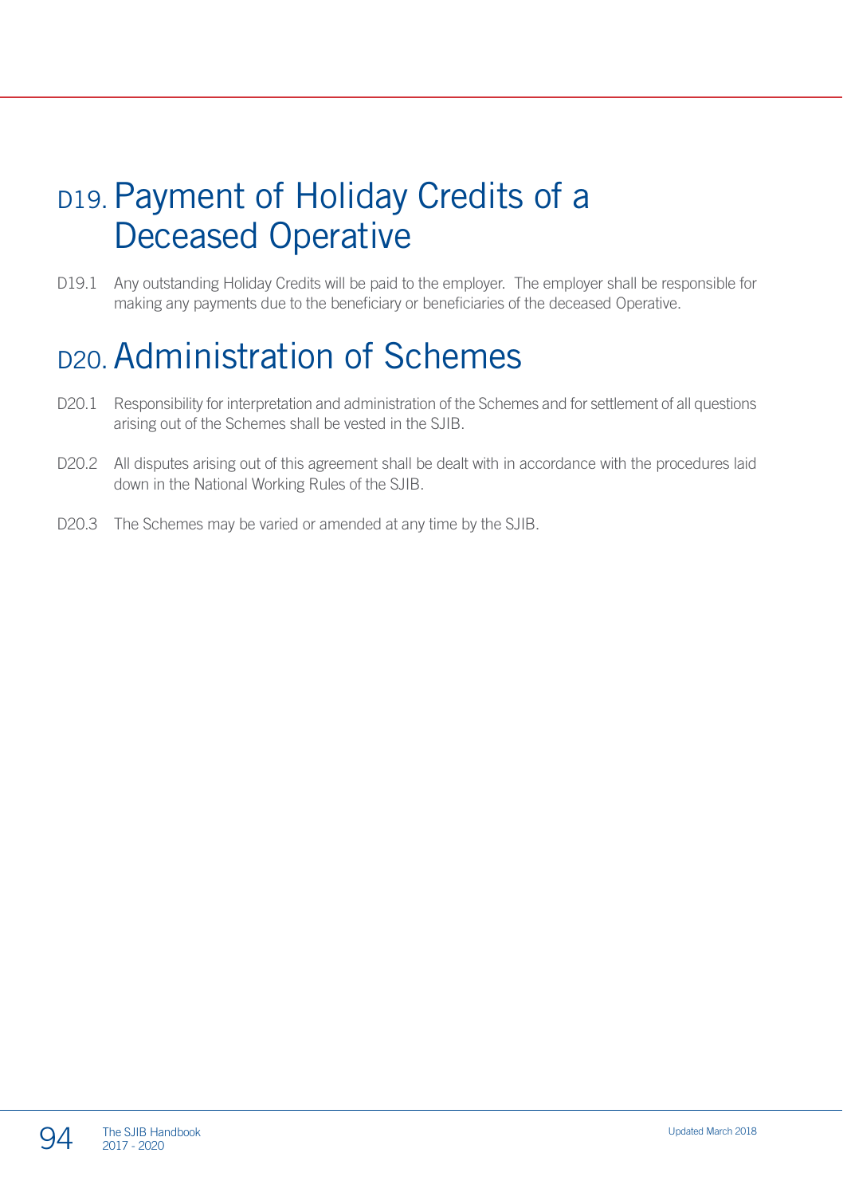## D19. Payment of Holiday Credits of a Deceased Operative

D19.1 Any outstanding Holiday Credits will be paid to the employer. The employer shall be responsible for making any payments due to the beneficiary or beneficiaries of the deceased Operative.

## D20. Administration of Schemes

D20.1 Responsibility for interpretation and administration of the Schemes and for settlement of all questions arising out of the Schemes shall be vested in the SJIB.

D20.2 All disputes arising out of this agreement shall be dealt with in accordance with the procedures laid down in the National Working Rules of the SJIB.

D20.3 The Schemes may be varied or amended at any time by the SJIB.